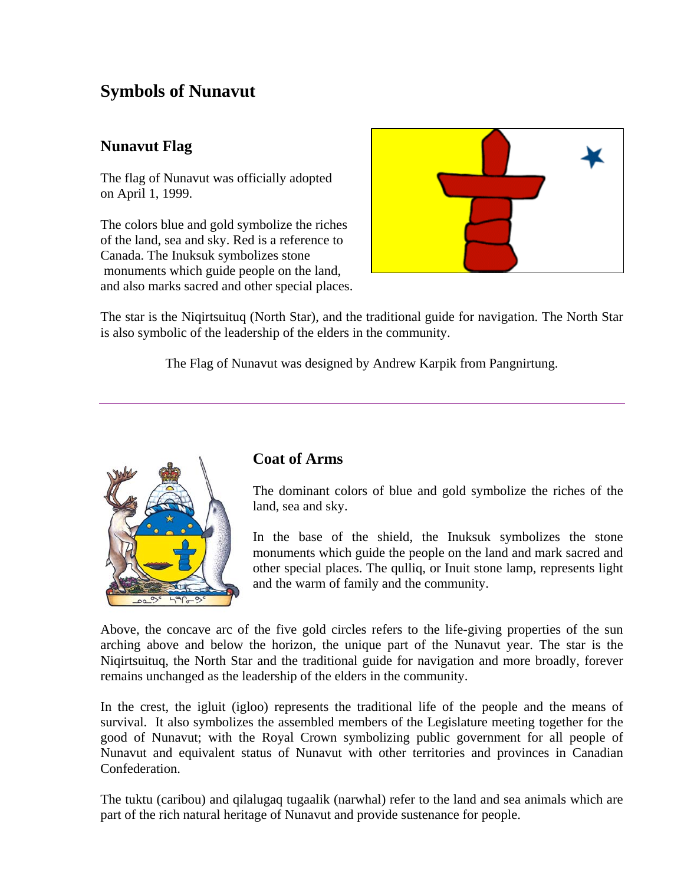# Symbols of Nunavut

## Nunavut Flag

The flag of Nunavut was officially adopted on April 1, 1999.

The colors blue and gold symbolize the riches of the land, sea and sky. Red is a reference to Canada. The Inuksuk symbolizes stone monuments which guide people on the land, and also marks sacred and other special places.

The star is the Niqirtsuituq (North Star), and the traditional guide for navigation. The North Star is also symbolic of the leadership of the elders in the community.

The Flag of Nunavut was designed by Andrew Karpik from Pangnirtung.

---

## Coat of Arms

The dominant colors of blue and gold symbolize the riches of the land, sea and sky.

In the base of the shield, the Inuksuk symbolizes the stone monuments which guide the people on the land and mark sacred and other special places. The qulliq, or Inuit stone lamp, represents light and the warm of family and the community.

Above, the concave arc of the five gold circles refers to the life-giving properties of the sun arching above and below the horizon, the unique part of the Nunavut year. The star is the Niqirtsuituq, the North Star and the traditional guide for navigation and more broadly, forever remains unchanged as the leadership of the elders in the community.

In the crest, the igluit (igloo) represents the traditional life of the people and the means of survival. It also symbolizes the assembled members of the Legislature meeting together for the good of Nunavut; with the Royal Crown symbolizing public government for all people of Nunavut and equivalent status of Nunavut with other territories and provinces in Canadian Confederation.

The tuktu (caribou) and qilalugaq tugaalik (narwhal) refer to the land and sea animals which are part of the rich natural heritage of Nunavut and provide sustenance for people.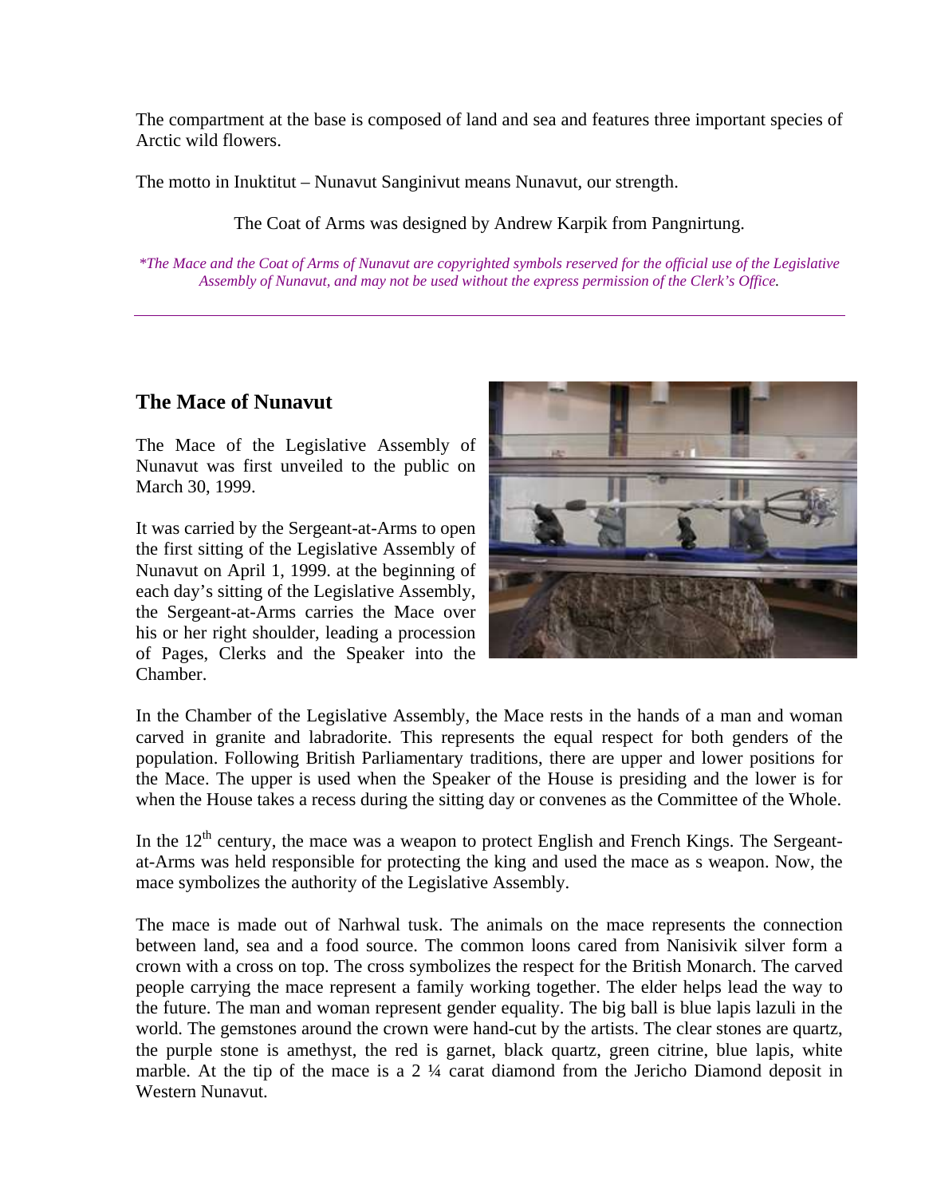The compartment at the base is composed of land and sea and features three important species of Arctic wild flowers.

The motto in Inuktitut – Nunavut Sanginivut means Nunavut, our strength.

The Coat of Arms was designed by Andrew Karpik from Pangnirtung.

*\*The Mace and the Coat of Arms of Nunavut are copyrighted symbols reserved for the official use of the Legislative Assembly of Nunavut, and may not be used without the express permission of the Clerk's Office.*

---

## The Mace of Nunavut

The Mace of the Legislative Assembly of Nunavut was first unveiled to the public on March 30, 1999.

It was carried by the Sergeant-at-Arms to open the first sitting of the Legislative Assembly of Nunavut on April 1, 1999. at the beginning of each day's sitting of the Legislative Assembly, the Sergeant-at-Arms carries the Mace over his or her right shoulder, leading a procession of Pages, Clerks and the Speaker into the Chamber.

In the Chamber of the Legislative Assembly, the Mace rests in the hands of a man and woman carved in granite and labradorite. This represents the equal respect for both genders of the population. Following British Parliamentary traditions, there are upper and lower positions for the Mace. The upper is used when the Speaker of the House is presiding and the lower is for when the House takes a recess during the sitting day or convenes as the Committee of the Whole.

In the 12th century, the mace was a weapon to protect English and French Kings. The Sergeant-at-Arms was held responsible for protecting the king and used the mace as s weapon. Now, the mace symbolizes the authority of the Legislative Assembly.

The mace is made out of Narhwal tusk. The animals on the mace represents the connection between land, sea and a food source. The common loons cared from Nanisivik silver form a crown with a cross on top. The cross symbolizes the respect for the British Monarch. The carved people carrying the mace represent a family working together. The elder helps lead the way to the future. The man and woman represent gender equality. The big ball is blue lapis lazuli in the world. The gemstones around the crown were hand-cut by the artists. The clear stones are quartz, the purple stone is amethyst, the red is garnet, black quartz, green citrine, blue lapis, white marble. At the tip of the mace is a 2 ¼ carat diamond from the Jericho Diamond deposit in Western Nunavut.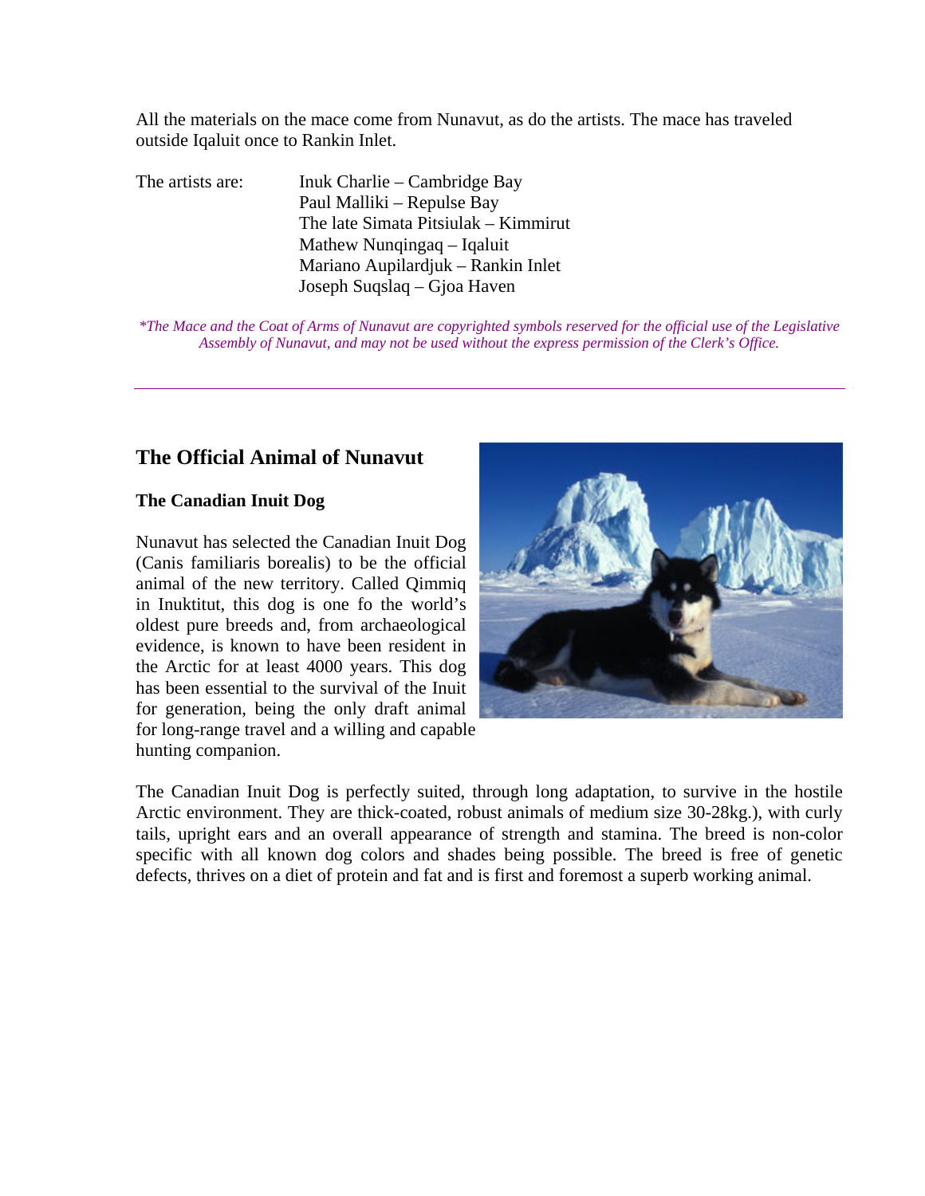All the materials on the mace come from Nunavut, as do the artists. The mace has traveled outside Iqaluit once to Rankin Inlet.

The artists are:

- Inuk Charlie – Cambridge Bay
- Paul Malliki – Repulse Bay
- The late Simata Pitsiulak – Kimmirut
- Mathew Nunqingaq – Iqaluit
- Mariano Aupilardjuk – Rankin Inlet
- Joseph Suqslaq – Gjoa Haven

*\*The Mace and the Coat of Arms of Nunavut are copyrighted symbols reserved for the official use of the Legislative Assembly of Nunavut, and may not be used without the express permission of the Clerk's Office.*

---

## The Official Animal of Nunavut

### The Canadian Inuit Dog

Nunavut has selected the Canadian Inuit Dog (Canis familiaris borealis) to be the official animal of the new territory. Called Qimmiq in Inuktitut, this dog is one fo the world's oldest pure breeds and, from archaeological evidence, is known to have been resident in the Arctic for at least 4000 years. This dog has been essential to the survival of the Inuit for generation, being the only draft animal for long-range travel and a willing and capable hunting companion.

The Canadian Inuit Dog is perfectly suited, through long adaptation, to survive in the hostile Arctic environment. They are thick-coated, robust animals of medium size 30-28kg.), with curly tails, upright ears and an overall appearance of strength and stamina. The breed is non-color specific with all known dog colors and shades being possible. The breed is free of genetic defects, thrives on a diet of protein and fat and is first and foremost a superb working animal.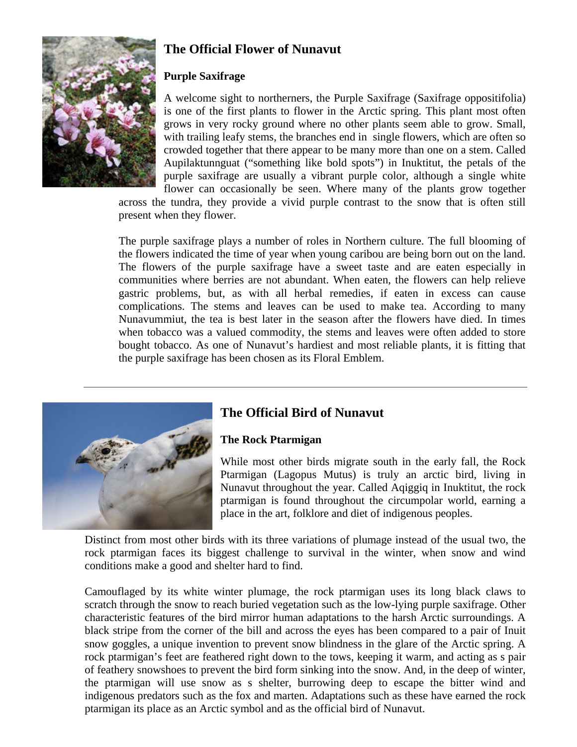## The Official Flower of Nunavut

### Purple Saxifrage

A welcome sight to northerners, the Purple Saxifrage (Saxifrage oppositifolia) is one of the first plants to flower in the Arctic spring. This plant most often grows in very rocky ground where no other plants seem able to grow. Small, with trailing leafy stems, the branches end in single flowers, which are often so crowded together that there appear to be many more than one on a stem. Called Aupilaktunnguat ("something like bold spots") in Inuktitut, the petals of the purple saxifrage are usually a vibrant purple color, although a single white flower can occasionally be seen. Where many of the plants grow together across the tundra, they provide a vivid purple contrast to the snow that is often still present when they flower.

The purple saxifrage plays a number of roles in Northern culture. The full blooming of the flowers indicated the time of year when young caribou are being born out on the land. The flowers of the purple saxifrage have a sweet taste and are eaten especially in communities where berries are not abundant. When eaten, the flowers can help relieve gastric problems, but, as with all herbal remedies, if eaten in excess can cause complications. The stems and leaves can be used to make tea. According to many Nunavummiut, the tea is best later in the season after the flowers have died. In times when tobacco was a valued commodity, the stems and leaves were often added to store bought tobacco. As one of Nunavut's hardiest and most reliable plants, it is fitting that the purple saxifrage has been chosen as its Floral Emblem.

---

## The Official Bird of Nunavut

### The Rock Ptarmigan

While most other birds migrate south in the early fall, the Rock Ptarmigan (Lagopus Mutus) is truly an arctic bird, living in Nunavut throughout the year. Called Aqiggiq in Inuktitut, the rock ptarmigan is found throughout the circumpolar world, earning a place in the art, folklore and diet of indigenous peoples.

Distinct from most other birds with its three variations of plumage instead of the usual two, the rock ptarmigan faces its biggest challenge to survival in the winter, when snow and wind conditions make a good and shelter hard to find.

Camouflaged by its white winter plumage, the rock ptarmigan uses its long black claws to scratch through the snow to reach buried vegetation such as the low-lying purple saxifrage. Other characteristic features of the bird mirror human adaptations to the harsh Arctic surroundings. A black stripe from the corner of the bill and across the eyes has been compared to a pair of Inuit snow goggles, a unique invention to prevent snow blindness in the glare of the Arctic spring. A rock ptarmigan's feet are feathered right down to the tows, keeping it warm, and acting as s pair of feathery snowshoes to prevent the bird form sinking into the snow. And, in the deep of winter, the ptarmigan will use snow as s shelter, burrowing deep to escape the bitter wind and indigenous predators such as the fox and marten. Adaptations such as these have earned the rock ptarmigan its place as an Arctic symbol and as the official bird of Nunavut.